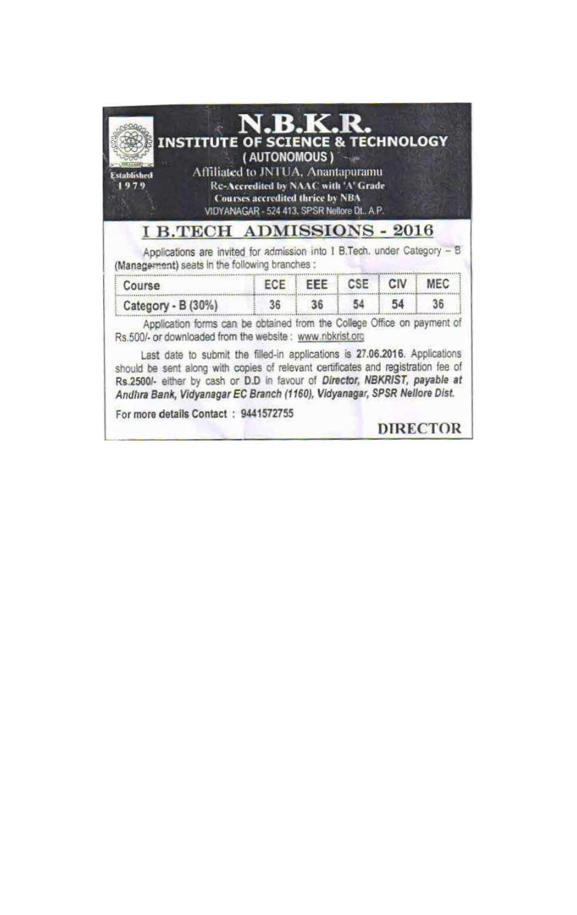# N.B.K.R.

## INSTITUTE OF SCIENCE & TECHNOLOGY

**(AUTONOMOUS)**

Established 1979

Affiliated to JNTUA, Anantapuramu

**Re-Accredited by NAAC with 'A' Grade**

**Courses accredited thrice by NBA**

VIDYANAGAR - 524 413. SPSR Nellore Dt., A.P.

## I B.TECH ADMISSIONS - 2016

Applications are invited for admission into I B.Tech. under Category – B (Management) seats in the following branches :

| Course | ECE | EEE | CSE | CIV | MEC |
|---|---|---|---|---|---|
| Category - B (30%) | 36 | 36 | 54 | 54 | 36 |

Application forms can be obtained from the College Office on payment of Rs.500/- or downloaded from the website : www.nbkrist.org

Last date to submit the filled-in applications is **27.06.2016**. Applications should be sent along with copies of relevant certificates and registration fee of **Rs.2500/-** either by cash or **D.D** in favour of ***Director, NBKRIST, payable at Andhra Bank, Vidyanagar EC Branch (1160), Vidyanagar, SPSR Nellore Dist.***

**For more details Contact : 9441572755**

**DIRECTOR**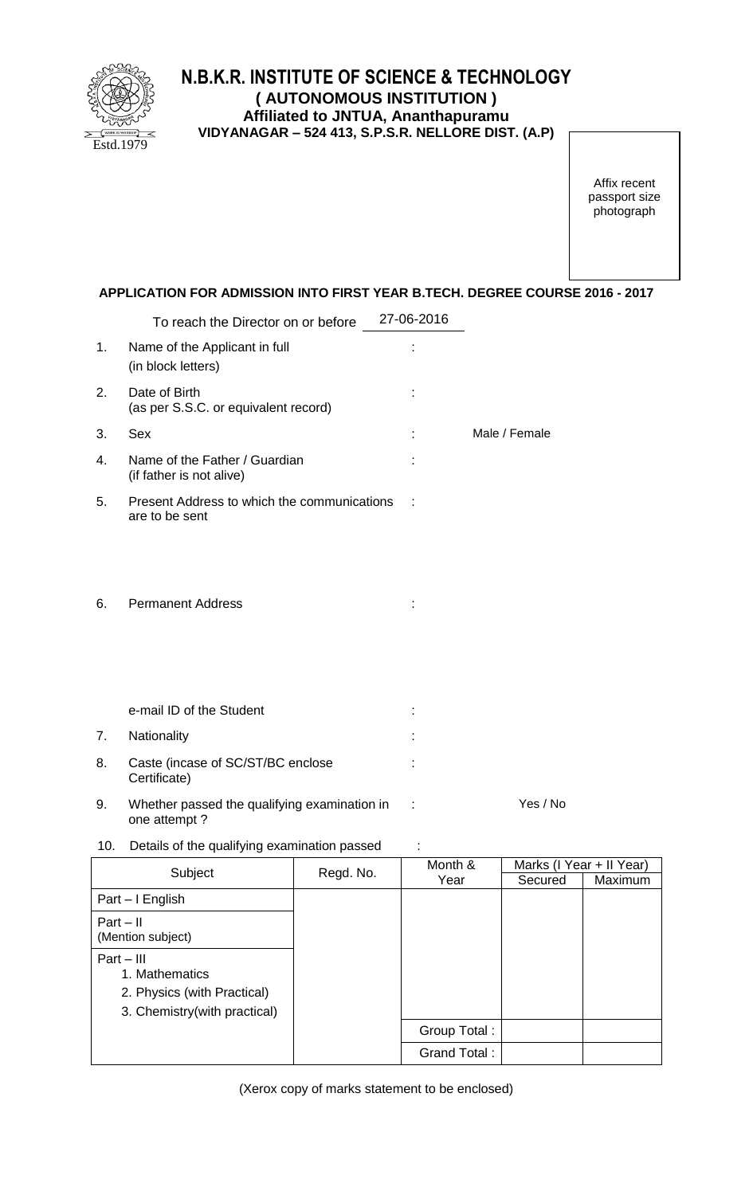# N.B.K.R. INSTITUTE OF SCIENCE & TECHNOLOGY

**( AUTONOMOUS INSTITUTION )**

**Affiliated to JNTUA, Ananthapuramu**

**VIDYANAGAR – 524 413, S.P.S.R. NELLORE DIST. (A.P)**

Estd.1979

Affix recent passport size photograph

## APPLICATION FOR ADMISSION INTO FIRST YEAR B.TECH. DEGREE COURSE 2016 - 2017

To reach the Director on or before 27-06-2016

1. Name of the Applicant in full (in block letters) :
2. Date of Birth (as per S.S.C. or equivalent record) :
3. Sex : Male / Female
4. Name of the Father / Guardian (if father is not alive) :
5. Present Address to which the communications are to be sent :
6. Permanent Address :

   e-mail ID of the Student :
7. Nationality :
8. Caste (incase of SC/ST/BC enclose Certificate) :
9. Whether passed the qualifying examination in one attempt ? : Yes / No
10. Details of the qualifying examination passed :

| Subject | Regd. No. | Month & Year | Marks (I Year + II Year) | |
|---|---|---|---|---|
| | | | Secured | Maximum |
| Part – I English | | | | |
| Part – II (Mention subject) | | | | |
| Part – III<br>1. Mathematics<br>2. Physics (with Practical)<br>3. Chemistry(with practical) | | | | |
| | | Group Total : | | |
| | | Grand Total : | | |

(Xerox copy of marks statement to be enclosed)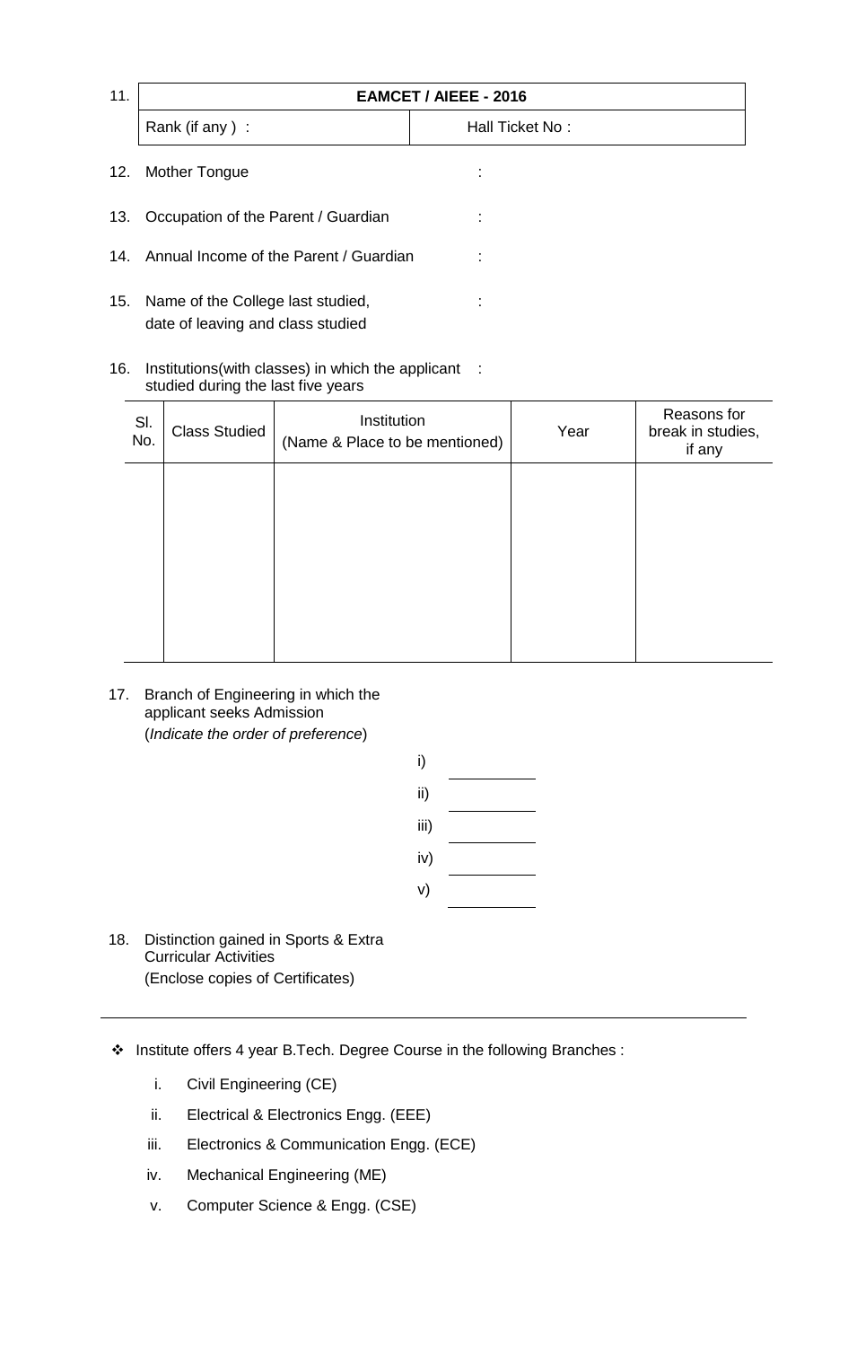11.

| EAMCET / AIEEE - 2016 | |
|---|---|
| Rank (if any ) : | Hall Ticket No : |

12. Mother Tongue :

13. Occupation of the Parent / Guardian :

14. Annual Income of the Parent / Guardian :

15. Name of the College last studied, date of leaving and class studied :

16. Institutions(with classes) in which the applicant studied during the last five years :

| Sl. No. | Class Studied | Institution (Name & Place to be mentioned) | Year | Reasons for break in studies, if any |
|---|---|---|---|---|
| | | | | |

17. Branch of Engineering in which the applicant seeks Admission (*Indicate the order of preference*)

    i) ____________
    ii) ____________
    iii) ____________
    iv) ____________
    v) ____________

18. Distinction gained in Sports & Extra Curricular Activities (Enclose copies of Certificates)

---

- Institute offers 4 year B.Tech. Degree Course in the following Branches :

    i. Civil Engineering (CE)
    ii. Electrical & Electronics Engg. (EEE)
    iii. Electronics & Communication Engg. (ECE)
    iv. Mechanical Engineering (ME)
    v. Computer Science & Engg. (CSE)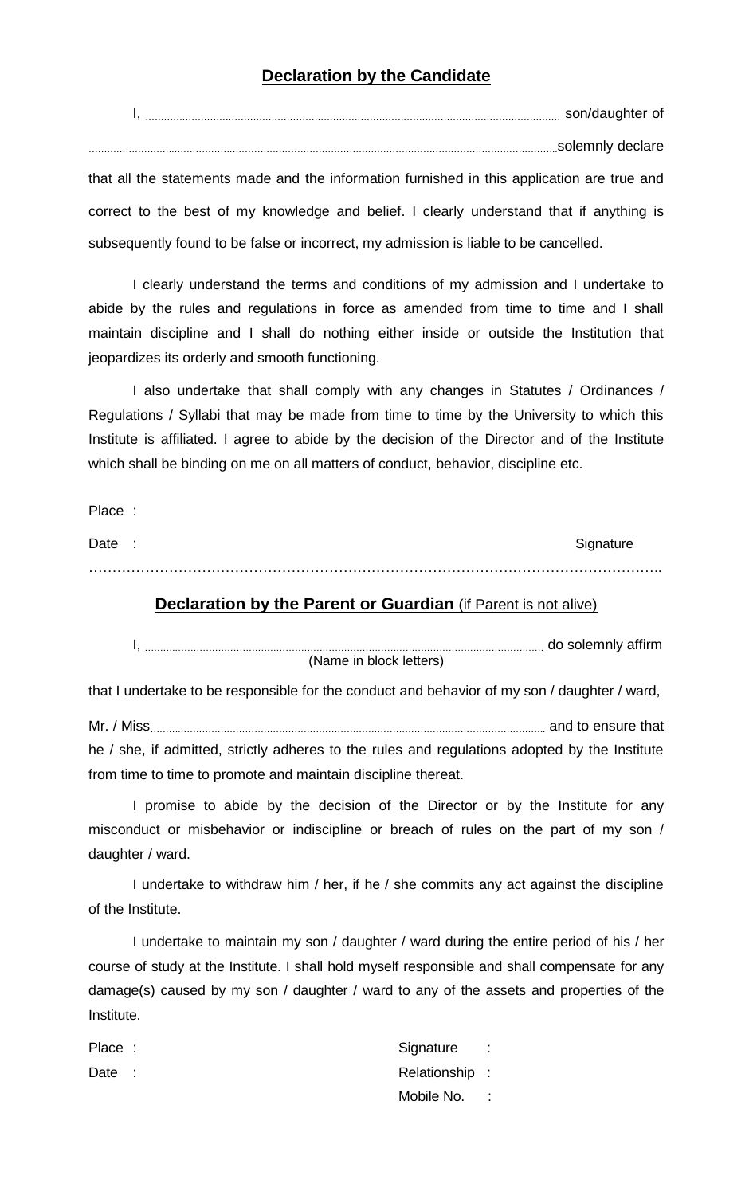## Declaration by the Candidate

I, ........................................................................................................................ son/daughter of ............................................................................................................................................solemnly declare that all the statements made and the information furnished in this application are true and correct to the best of my knowledge and belief. I clearly understand that if anything is subsequently found to be false or incorrect, my admission is liable to be cancelled.

I clearly understand the terms and conditions of my admission and I undertake to abide by the rules and regulations in force as amended from time to time and I shall maintain discipline and I shall do nothing either inside or outside the Institution that jeopardizes its orderly and smooth functioning.

I also undertake that shall comply with any changes in Statutes / Ordinances / Regulations / Syllabi that may be made from time to time by the University to which this Institute is affiliated. I agree to abide by the decision of the Director and of the Institute which shall be binding on me on all matters of conduct, behavior, discipline etc.

Place :

Date : Signature

……………………………………………………………………………………………………..

## Declaration by the Parent or Guardian (if Parent is not alive)

I, ........................................................................................................................ do solemnly affirm
(Name in block letters)

that I undertake to be responsible for the conduct and behavior of my son / daughter / ward,

Mr. / Miss........................................................................................................................ and to ensure that he / she, if admitted, strictly adheres to the rules and regulations adopted by the Institute from time to time to promote and maintain discipline thereat.

I promise to abide by the decision of the Director or by the Institute for any misconduct or misbehavior or indiscipline or breach of rules on the part of my son / daughter / ward.

I undertake to withdraw him / her, if he / she commits any act against the discipline of the Institute.

I undertake to maintain my son / daughter / ward during the entire period of his / her course of study at the Institute. I shall hold myself responsible and shall compensate for any damage(s) caused by my son / daughter / ward to any of the assets and properties of the Institute.

Place : Signature :

Date : Relationship :

Mobile No. :